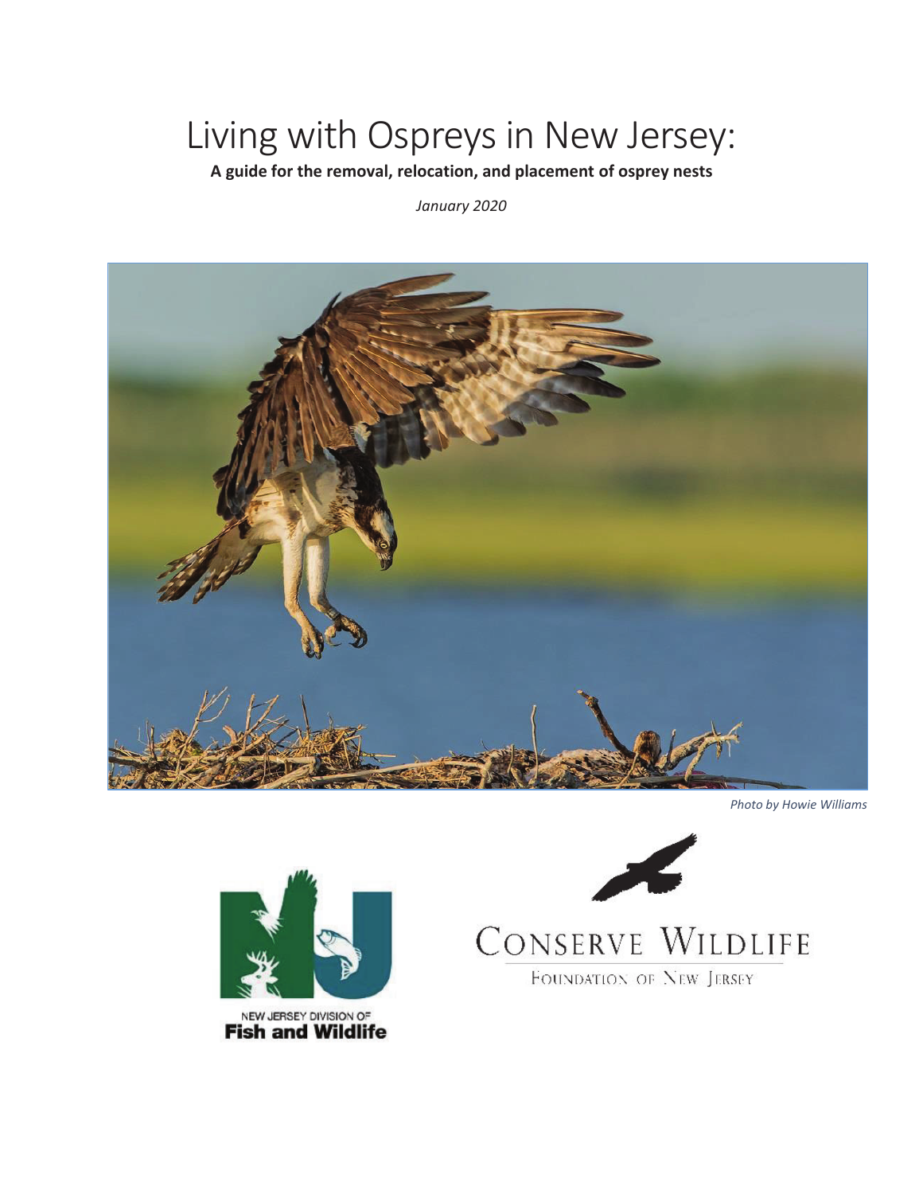# Living with Ospreys in New Jersey:

**A guide for the removal, relocation, and placement of osprey nests**

*January 2020*

*Photo by Howie Williams*

NEW JERSEY DIVISION OF
**Fish and Wildlife**

CONSERVE WILDLIFE
FOUNDATION OF NEW JERSEY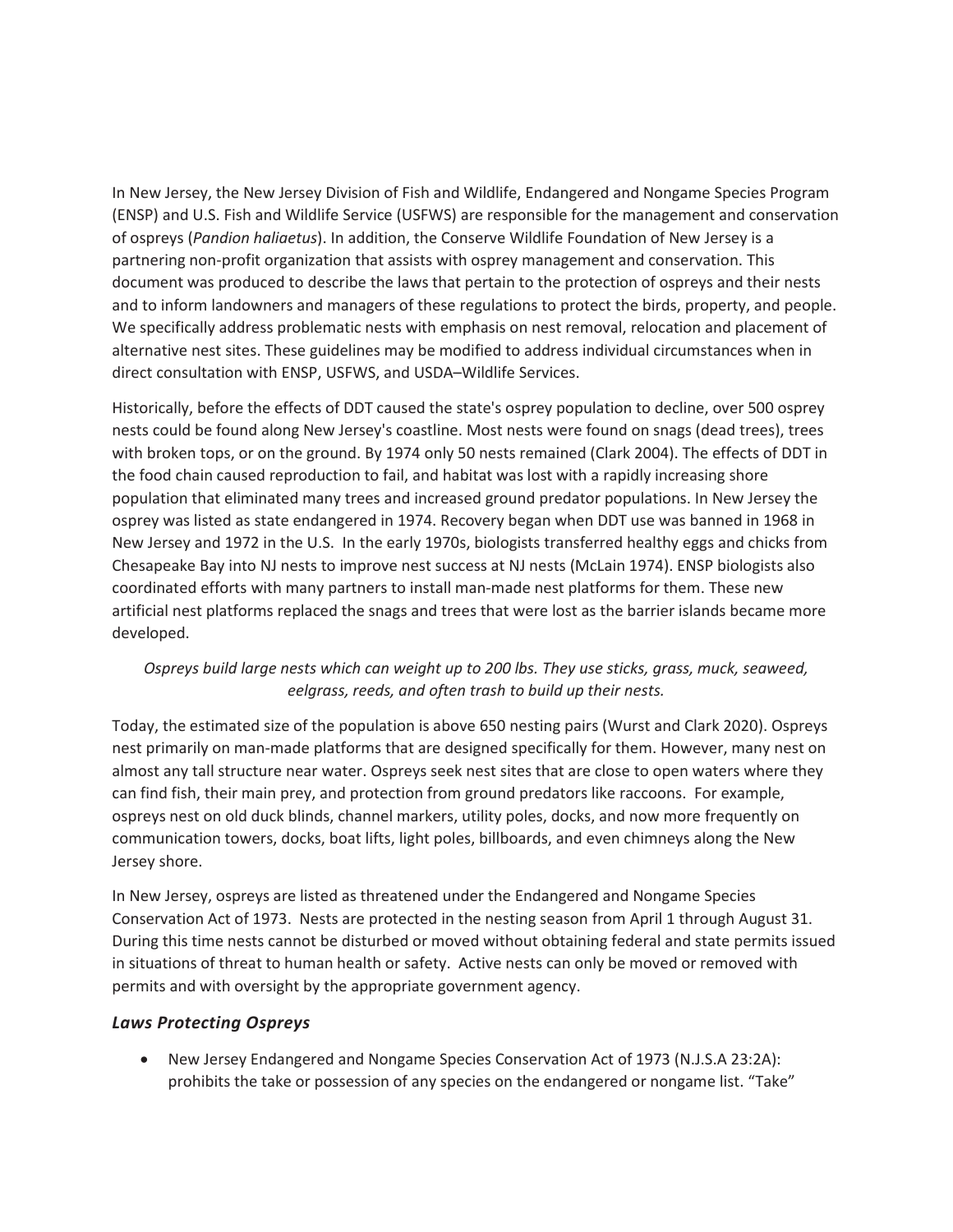In New Jersey, the New Jersey Division of Fish and Wildlife, Endangered and Nongame Species Program (ENSP) and U.S. Fish and Wildlife Service (USFWS) are responsible for the management and conservation of ospreys (*Pandion haliaetus*). In addition, the Conserve Wildlife Foundation of New Jersey is a partnering non-profit organization that assists with osprey management and conservation. This document was produced to describe the laws that pertain to the protection of ospreys and their nests and to inform landowners and managers of these regulations to protect the birds, property, and people. We specifically address problematic nests with emphasis on nest removal, relocation and placement of alternative nest sites. These guidelines may be modified to address individual circumstances when in direct consultation with ENSP, USFWS, and USDA–Wildlife Services.

Historically, before the effects of DDT caused the state's osprey population to decline, over 500 osprey nests could be found along New Jersey's coastline. Most nests were found on snags (dead trees), trees with broken tops, or on the ground. By 1974 only 50 nests remained (Clark 2004). The effects of DDT in the food chain caused reproduction to fail, and habitat was lost with a rapidly increasing shore population that eliminated many trees and increased ground predator populations. In New Jersey the osprey was listed as state endangered in 1974. Recovery began when DDT use was banned in 1968 in New Jersey and 1972 in the U.S. In the early 1970s, biologists transferred healthy eggs and chicks from Chesapeake Bay into NJ nests to improve nest success at NJ nests (McLain 1974). ENSP biologists also coordinated efforts with many partners to install man-made nest platforms for them. These new artificial nest platforms replaced the snags and trees that were lost as the barrier islands became more developed.

*Ospreys build large nests which can weight up to 200 lbs. They use sticks, grass, muck, seaweed, eelgrass, reeds, and often trash to build up their nests.*

Today, the estimated size of the population is above 650 nesting pairs (Wurst and Clark 2020). Ospreys nest primarily on man-made platforms that are designed specifically for them. However, many nest on almost any tall structure near water. Ospreys seek nest sites that are close to open waters where they can find fish, their main prey, and protection from ground predators like raccoons. For example, ospreys nest on old duck blinds, channel markers, utility poles, docks, and now more frequently on communication towers, docks, boat lifts, light poles, billboards, and even chimneys along the New Jersey shore.

In New Jersey, ospreys are listed as threatened under the Endangered and Nongame Species Conservation Act of 1973. Nests are protected in the nesting season from April 1 through August 31. During this time nests cannot be disturbed or moved without obtaining federal and state permits issued in situations of threat to human health or safety. Active nests can only be moved or removed with permits and with oversight by the appropriate government agency.

### *Laws Protecting Ospreys*

- New Jersey Endangered and Nongame Species Conservation Act of 1973 (N.J.S.A 23:2A): prohibits the take or possession of any species on the endangered or nongame list. "Take"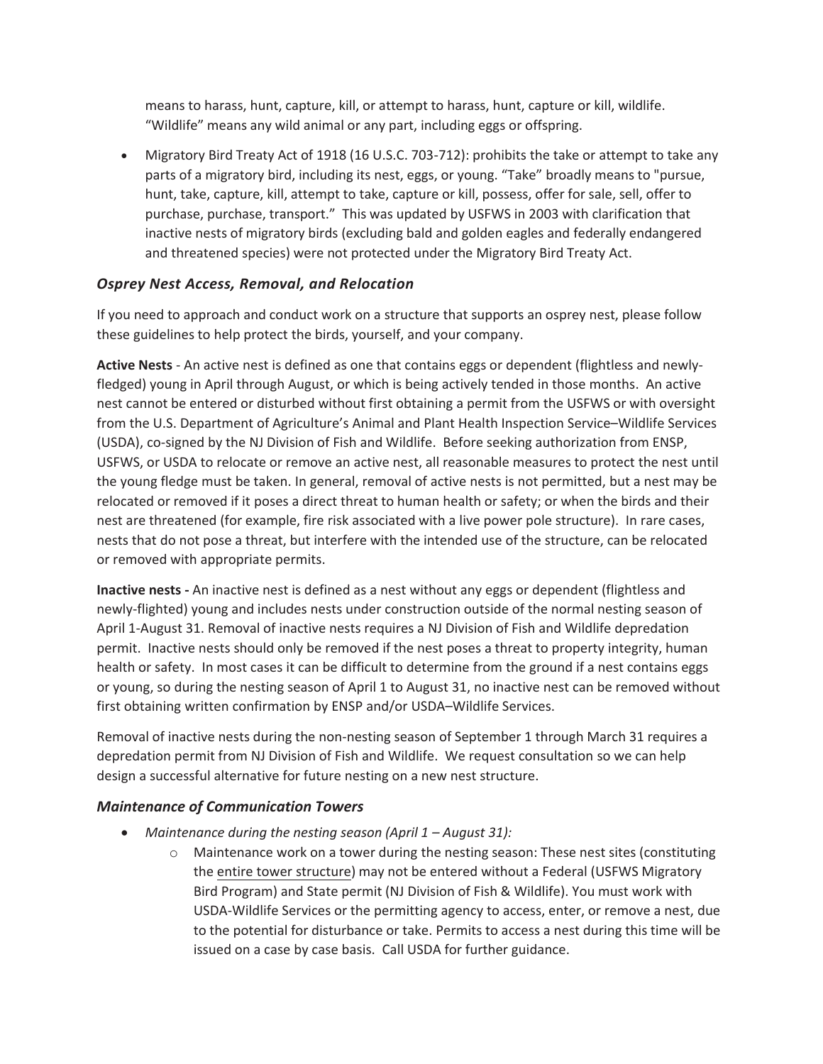means to harass, hunt, capture, kill, or attempt to harass, hunt, capture or kill, wildlife. "Wildlife" means any wild animal or any part, including eggs or offspring.

- Migratory Bird Treaty Act of 1918 (16 U.S.C. 703-712): prohibits the take or attempt to take any parts of a migratory bird, including its nest, eggs, or young. "Take" broadly means to "pursue, hunt, take, capture, kill, attempt to take, capture or kill, possess, offer for sale, sell, offer to purchase, purchase, transport." This was updated by USFWS in 2003 with clarification that inactive nests of migratory birds (excluding bald and golden eagles and federally endangered and threatened species) were not protected under the Migratory Bird Treaty Act.

### *Osprey Nest Access, Removal, and Relocation*

If you need to approach and conduct work on a structure that supports an osprey nest, please follow these guidelines to help protect the birds, yourself, and your company.

**Active Nests** - An active nest is defined as one that contains eggs or dependent (flightless and newly-fledged) young in April through August, or which is being actively tended in those months. An active nest cannot be entered or disturbed without first obtaining a permit from the USFWS or with oversight from the U.S. Department of Agriculture's Animal and Plant Health Inspection Service–Wildlife Services (USDA), co-signed by the NJ Division of Fish and Wildlife. Before seeking authorization from ENSP, USFWS, or USDA to relocate or remove an active nest, all reasonable measures to protect the nest until the young fledge must be taken. In general, removal of active nests is not permitted, but a nest may be relocated or removed if it poses a direct threat to human health or safety; or when the birds and their nest are threatened (for example, fire risk associated with a live power pole structure). In rare cases, nests that do not pose a threat, but interfere with the intended use of the structure, can be relocated or removed with appropriate permits.

**Inactive nests -** An inactive nest is defined as a nest without any eggs or dependent (flightless and newly-flighted) young and includes nests under construction outside of the normal nesting season of April 1-August 31. Removal of inactive nests requires a NJ Division of Fish and Wildlife depredation permit. Inactive nests should only be removed if the nest poses a threat to property integrity, human health or safety. In most cases it can be difficult to determine from the ground if a nest contains eggs or young, so during the nesting season of April 1 to August 31, no inactive nest can be removed without first obtaining written confirmation by ENSP and/or USDA–Wildlife Services.

Removal of inactive nests during the non-nesting season of September 1 through March 31 requires a depredation permit from NJ Division of Fish and Wildlife. We request consultation so we can help design a successful alternative for future nesting on a new nest structure.

### *Maintenance of Communication Towers*

- *Maintenance during the nesting season (April 1 – August 31):*
  - Maintenance work on a tower during the nesting season: These nest sites (constituting the entire tower structure) may not be entered without a Federal (USFWS Migratory Bird Program) and State permit (NJ Division of Fish & Wildlife). You must work with USDA-Wildlife Services or the permitting agency to access, enter, or remove a nest, due to the potential for disturbance or take. Permits to access a nest during this time will be issued on a case by case basis. Call USDA for further guidance.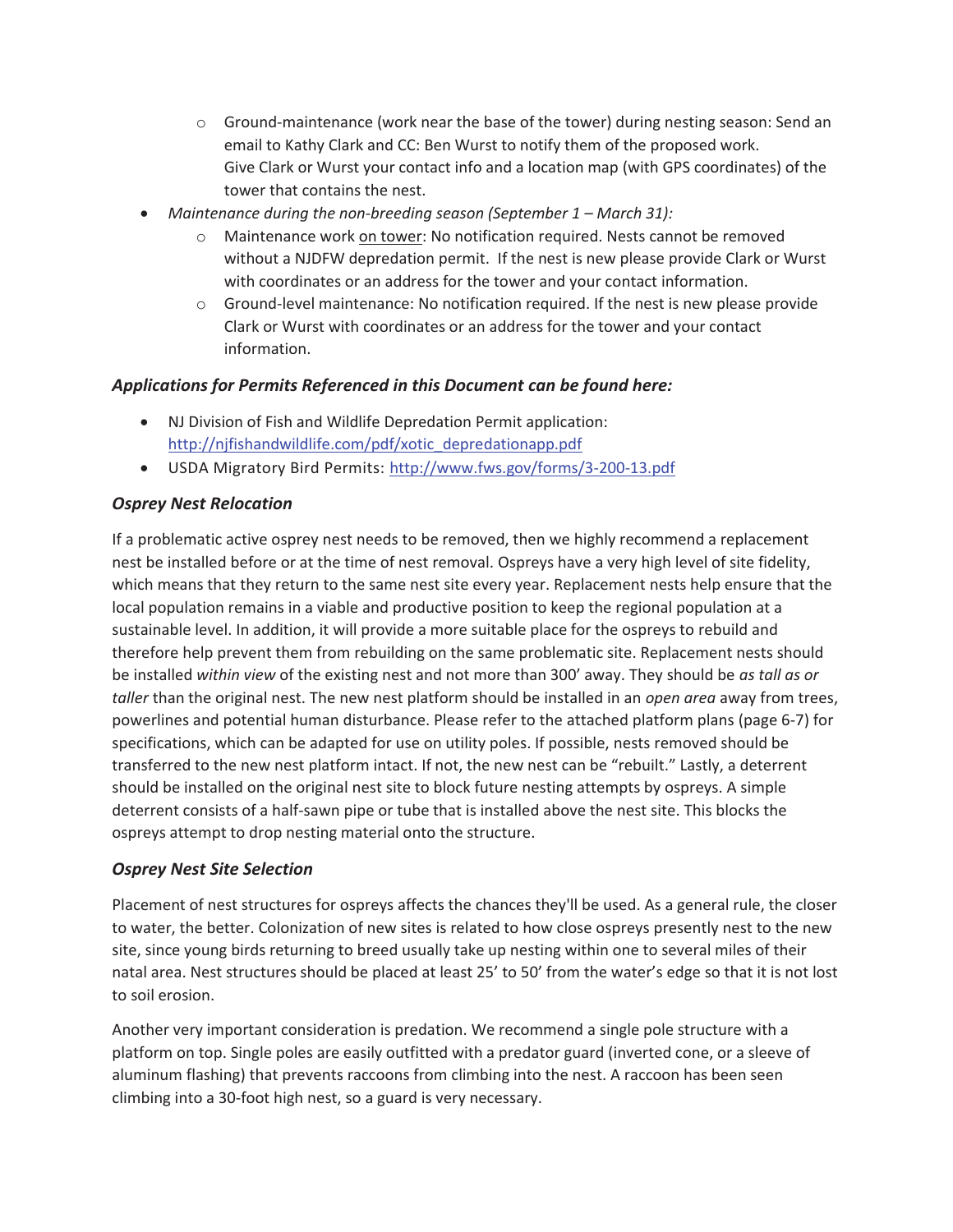- Ground-maintenance (work near the base of the tower) during nesting season: Send an email to Kathy Clark and CC: Ben Wurst to notify them of the proposed work. Give Clark or Wurst your contact info and a location map (with GPS coordinates) of the tower that contains the nest.
- *Maintenance during the non-breeding season (September 1 – March 31):*
  - Maintenance work <u>on tower</u>: No notification required. Nests cannot be removed without a NJDFW depredation permit. If the nest is new please provide Clark or Wurst with coordinates or an address for the tower and your contact information.
  - Ground-level maintenance: No notification required. If the nest is new please provide Clark or Wurst with coordinates or an address for the tower and your contact information.

### *Applications for Permits Referenced in this Document can be found here:*

- NJ Division of Fish and Wildlife Depredation Permit application: http://njfishandwildlife.com/pdf/xotic_depredationapp.pdf
- USDA Migratory Bird Permits: http://www.fws.gov/forms/3-200-13.pdf

### *Osprey Nest Relocation*

If a problematic active osprey nest needs to be removed, then we highly recommend a replacement nest be installed before or at the time of nest removal. Ospreys have a very high level of site fidelity, which means that they return to the same nest site every year. Replacement nests help ensure that the local population remains in a viable and productive position to keep the regional population at a sustainable level. In addition, it will provide a more suitable place for the ospreys to rebuild and therefore help prevent them from rebuilding on the same problematic site. Replacement nests should be installed *within view* of the existing nest and not more than 300' away. They should be *as tall as or taller* than the original nest. The new nest platform should be installed in an *open area* away from trees, powerlines and potential human disturbance. Please refer to the attached platform plans (page 6-7) for specifications, which can be adapted for use on utility poles. If possible, nests removed should be transferred to the new nest platform intact. If not, the new nest can be "rebuilt." Lastly, a deterrent should be installed on the original nest site to block future nesting attempts by ospreys. A simple deterrent consists of a half-sawn pipe or tube that is installed above the nest site. This blocks the ospreys attempt to drop nesting material onto the structure.

### *Osprey Nest Site Selection*

Placement of nest structures for ospreys affects the chances they'll be used. As a general rule, the closer to water, the better. Colonization of new sites is related to how close ospreys presently nest to the new site, since young birds returning to breed usually take up nesting within one to several miles of their natal area. Nest structures should be placed at least 25' to 50' from the water's edge so that it is not lost to soil erosion.

Another very important consideration is predation. We recommend a single pole structure with a platform on top. Single poles are easily outfitted with a predator guard (inverted cone, or a sleeve of aluminum flashing) that prevents raccoons from climbing into the nest. A raccoon has been seen climbing into a 30-foot high nest, so a guard is very necessary.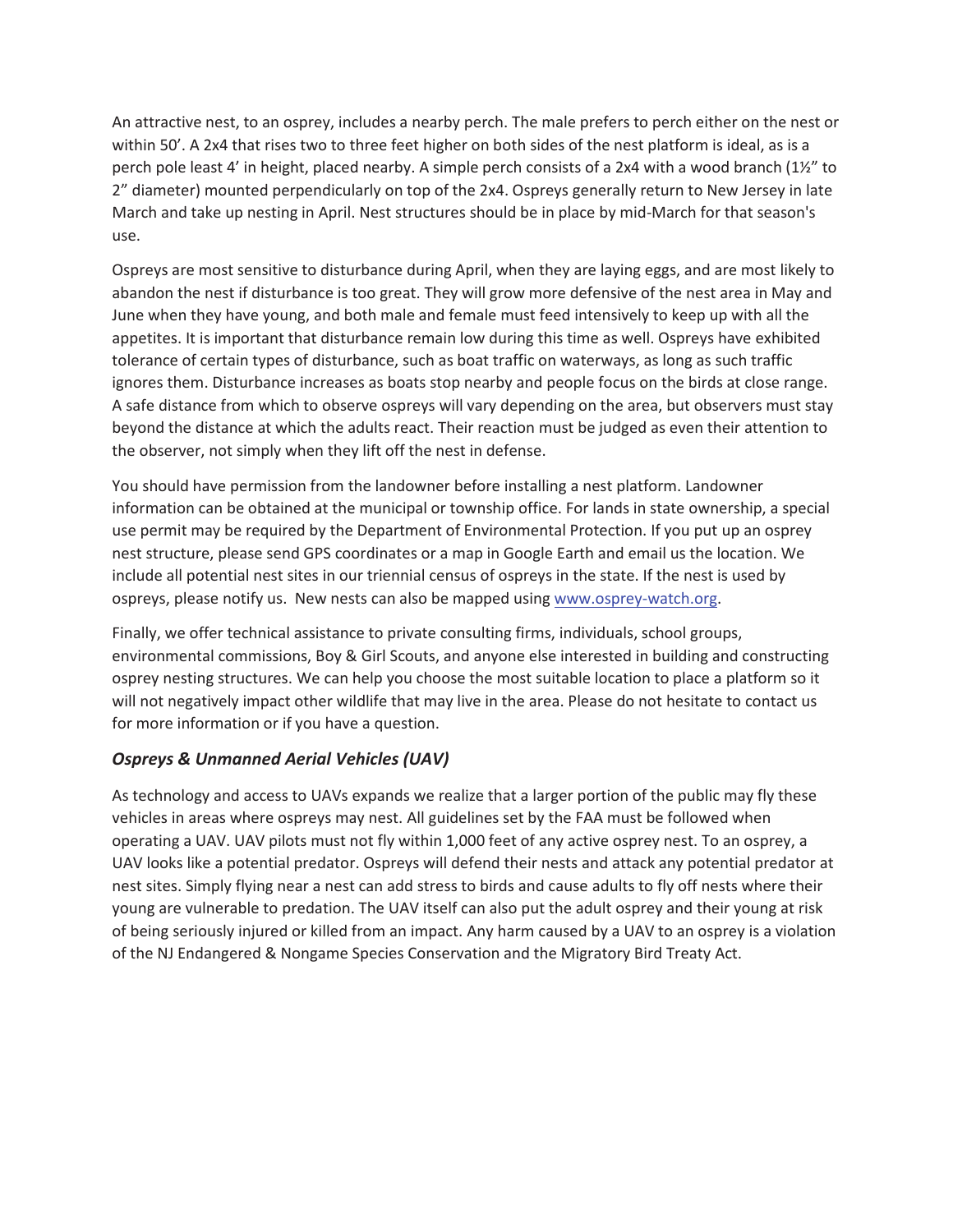An attractive nest, to an osprey, includes a nearby perch. The male prefers to perch either on the nest or within 50'. A 2x4 that rises two to three feet higher on both sides of the nest platform is ideal, as is a perch pole least 4' in height, placed nearby. A simple perch consists of a 2x4 with a wood branch (1½" to 2" diameter) mounted perpendicularly on top of the 2x4. Ospreys generally return to New Jersey in late March and take up nesting in April. Nest structures should be in place by mid-March for that season's use.

Ospreys are most sensitive to disturbance during April, when they are laying eggs, and are most likely to abandon the nest if disturbance is too great. They will grow more defensive of the nest area in May and June when they have young, and both male and female must feed intensively to keep up with all the appetites. It is important that disturbance remain low during this time as well. Ospreys have exhibited tolerance of certain types of disturbance, such as boat traffic on waterways, as long as such traffic ignores them. Disturbance increases as boats stop nearby and people focus on the birds at close range. A safe distance from which to observe ospreys will vary depending on the area, but observers must stay beyond the distance at which the adults react. Their reaction must be judged as even their attention to the observer, not simply when they lift off the nest in defense.

You should have permission from the landowner before installing a nest platform. Landowner information can be obtained at the municipal or township office. For lands in state ownership, a special use permit may be required by the Department of Environmental Protection. If you put up an osprey nest structure, please send GPS coordinates or a map in Google Earth and email us the location. We include all potential nest sites in our triennial census of ospreys in the state. If the nest is used by ospreys, please notify us. New nests can also be mapped using [www.osprey-watch.org](www.osprey-watch.org).

Finally, we offer technical assistance to private consulting firms, individuals, school groups, environmental commissions, Boy & Girl Scouts, and anyone else interested in building and constructing osprey nesting structures. We can help you choose the most suitable location to place a platform so it will not negatively impact other wildlife that may live in the area. Please do not hesitate to contact us for more information or if you have a question.

### *Ospreys & Unmanned Aerial Vehicles (UAV)*

As technology and access to UAVs expands we realize that a larger portion of the public may fly these vehicles in areas where ospreys may nest. All guidelines set by the FAA must be followed when operating a UAV. UAV pilots must not fly within 1,000 feet of any active osprey nest. To an osprey, a UAV looks like a potential predator. Ospreys will defend their nests and attack any potential predator at nest sites. Simply flying near a nest can add stress to birds and cause adults to fly off nests where their young are vulnerable to predation. The UAV itself can also put the adult osprey and their young at risk of being seriously injured or killed from an impact. Any harm caused by a UAV to an osprey is a violation of the NJ Endangered & Nongame Species Conservation and the Migratory Bird Treaty Act.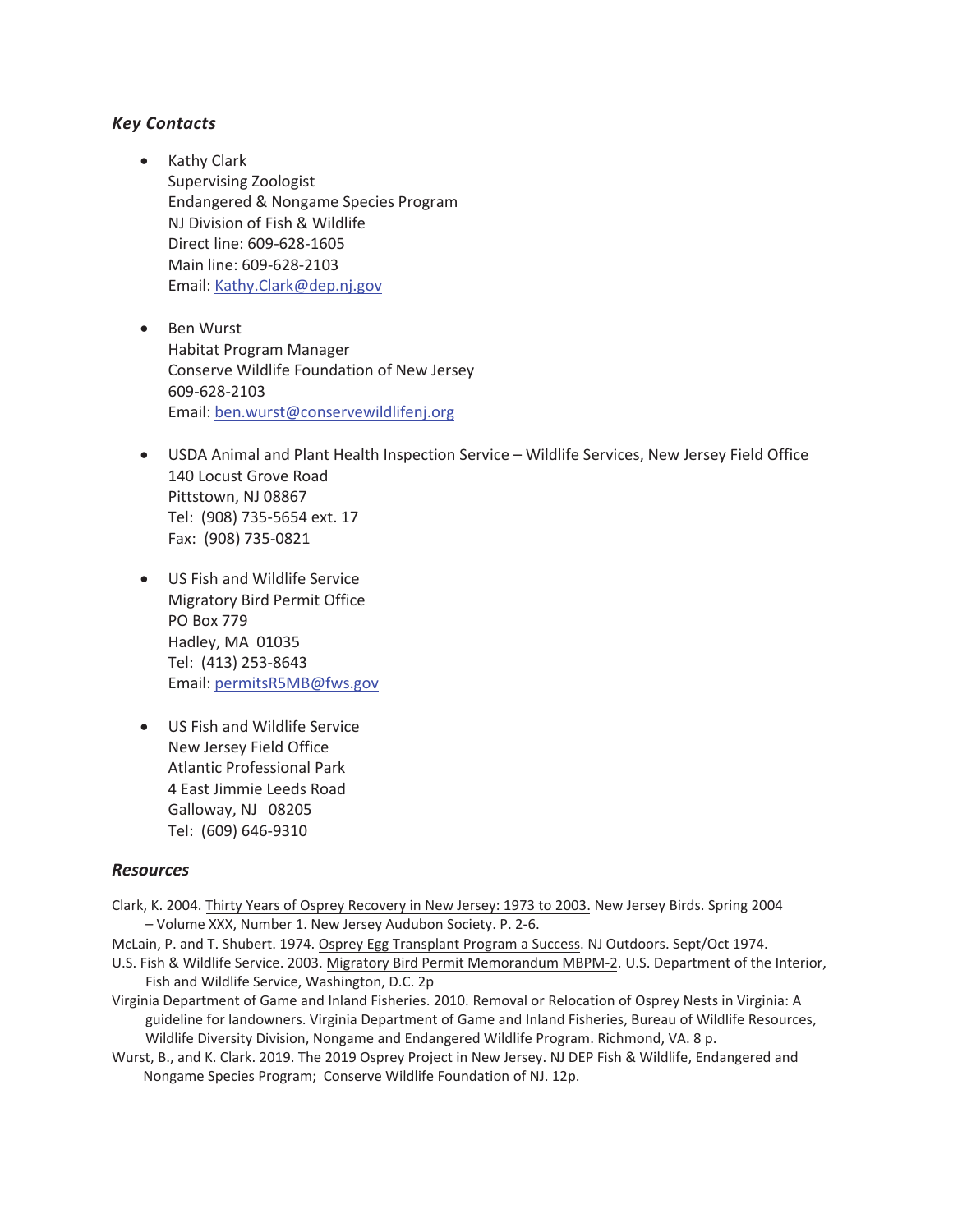### *Key Contacts*

- Kathy Clark
  Supervising Zoologist
  Endangered & Nongame Species Program
  NJ Division of Fish & Wildlife
  Direct line: 609-628-1605
  Main line: 609-628-2103
  Email: Kathy.Clark@dep.nj.gov

- Ben Wurst
  Habitat Program Manager
  Conserve Wildlife Foundation of New Jersey
  609-628-2103
  Email: ben.wurst@conservewildlifenj.org

- USDA Animal and Plant Health Inspection Service – Wildlife Services, New Jersey Field Office
  140 Locust Grove Road
  Pittstown, NJ 08867
  Tel: (908) 735-5654 ext. 17
  Fax: (908) 735-0821

- US Fish and Wildlife Service
  Migratory Bird Permit Office
  PO Box 779
  Hadley, MA 01035
  Tel: (413) 253-8643
  Email: permitsR5MB@fws.gov

- US Fish and Wildlife Service
  New Jersey Field Office
  Atlantic Professional Park
  4 East Jimmie Leeds Road
  Galloway, NJ 08205
  Tel: (609) 646-9310

### *Resources*

Clark, K. 2004. Thirty Years of Osprey Recovery in New Jersey: 1973 to 2003. New Jersey Birds. Spring 2004 – Volume XXX, Number 1. New Jersey Audubon Society. P. 2-6.

McLain, P. and T. Shubert. 1974. Osprey Egg Transplant Program a Success. NJ Outdoors. Sept/Oct 1974.

U.S. Fish & Wildlife Service. 2003. Migratory Bird Permit Memorandum MBPM-2. U.S. Department of the Interior, Fish and Wildlife Service, Washington, D.C. 2p

Virginia Department of Game and Inland Fisheries. 2010. Removal or Relocation of Osprey Nests in Virginia: A guideline for landowners. Virginia Department of Game and Inland Fisheries, Bureau of Wildlife Resources, Wildlife Diversity Division, Nongame and Endangered Wildlife Program. Richmond, VA. 8 p.

Wurst, B., and K. Clark. 2019. The 2019 Osprey Project in New Jersey. NJ DEP Fish & Wildlife, Endangered and Nongame Species Program; Conserve Wildlife Foundation of NJ. 12p.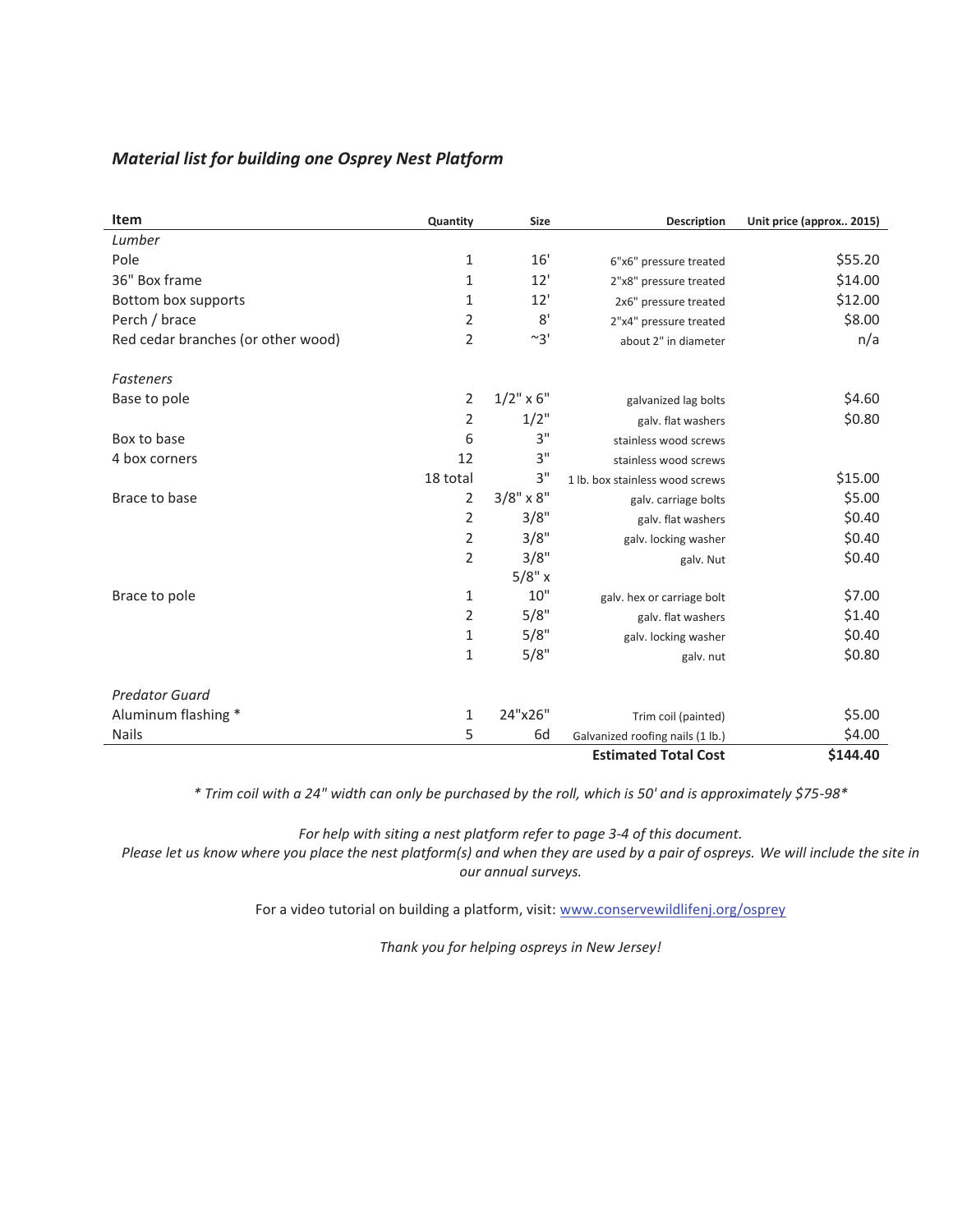### *Material list for building one Osprey Nest Platform*

| Item | Quantity | Size | Description | Unit price (approx.. 2015) |
|---|---|---|---|---|
| *Lumber* | | | | |
| Pole | 1 | 16' | 6"x6" pressure treated | $55.20 |
| 36" Box frame | 1 | 12' | 2"x8" pressure treated | $14.00 |
| Bottom box supports | 1 | 12' | 2x6" pressure treated | $12.00 |
| Perch / brace | 2 | 8' | 2"x4" pressure treated | $8.00 |
| Red cedar branches (or other wood) | 2 | ~3' | about 2" in diameter | n/a |
| | | | | |
| *Fasteners* | | | | |
| Base to pole | 2 | 1/2" x 6" | galvanized lag bolts | $4.60 |
| | 2 | 1/2" | galv. flat washers | $0.80 |
| Box to base | 6 | 3" | stainless wood screws | |
| 4 box corners | 12 | 3" | stainless wood screws | |
| | 18 total | 3" | 1 lb. box stainless wood screws | $15.00 |
| Brace to base | 2 | 3/8" x 8" | galv. carriage bolts | $5.00 |
| | 2 | 3/8" | galv. flat washers | $0.40 |
| | 2 | 3/8" | galv. locking washer | $0.40 |
| | 2 | 3/8" | galv. Nut | $0.40 |
| Brace to pole | 1 | 5/8" x 10" | galv. hex or carriage bolt | $7.00 |
| | 2 | 5/8" | galv. flat washers | $1.40 |
| | 1 | 5/8" | galv. locking washer | $0.40 |
| | 1 | 5/8" | galv. nut | $0.80 |
| | | | | |
| *Predator Guard* | | | | |
| Aluminum flashing * | 1 | 24"x26" | Trim coil (painted) | $5.00 |
| Nails | 5 | 6d | Galvanized roofing nails (1 lb.) | $4.00 |
| | | | **Estimated Total Cost** | **$144.40** |

*\* Trim coil with a 24" width can only be purchased by the roll, which is 50' and is approximately $75-98\**

*For help with siting a nest platform refer to page 3-4 of this document.*
*Please let us know where you place the nest platform(s) and when they are used by a pair of ospreys. We will include the site in our annual surveys.*

For a video tutorial on building a platform, visit: www.conservewildlifenj.org/osprey

*Thank you for helping ospreys in New Jersey!*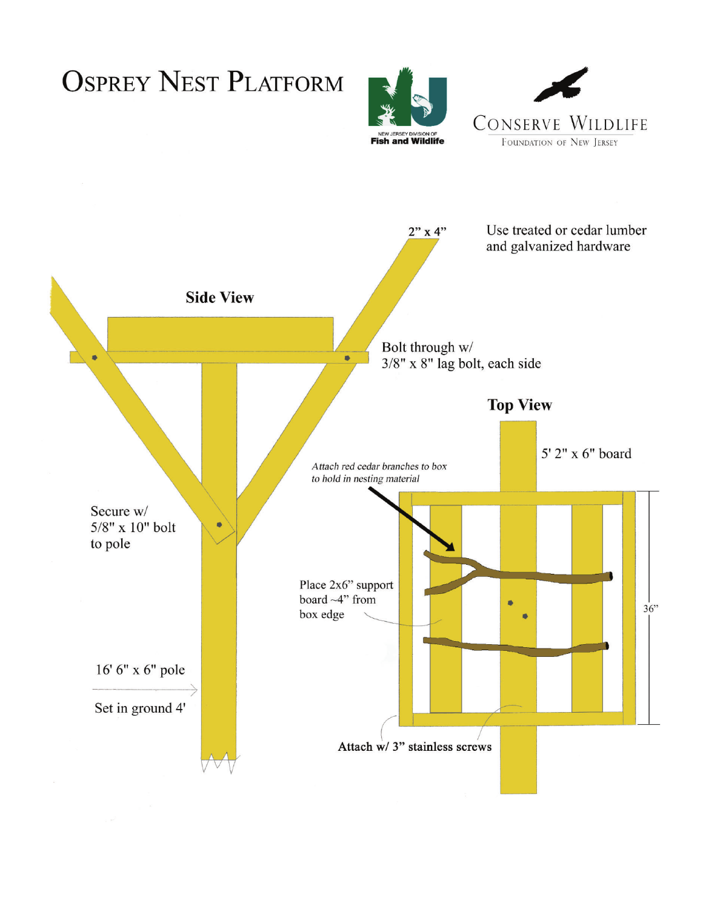# Osprey Nest Platform

NEW JERSEY DIVISION OF
Fish and Wildlife

Conserve Wildlife
Foundation of New Jersey

Use treated or cedar lumber and galvanized hardware

## Side View

2" x 4"

Bolt through w/
3/8" x 8" lag bolt, each side

Secure w/
5/8" x 10" bolt
to pole

16' 6" x 6" pole

Set in ground 4'

## Top View

5' 2" x 6" board

*Attach red cedar branches to box to hold in nesting material*

Place 2x6" support board ~4" from box edge

36"

Attach w/ 3" stainless screws